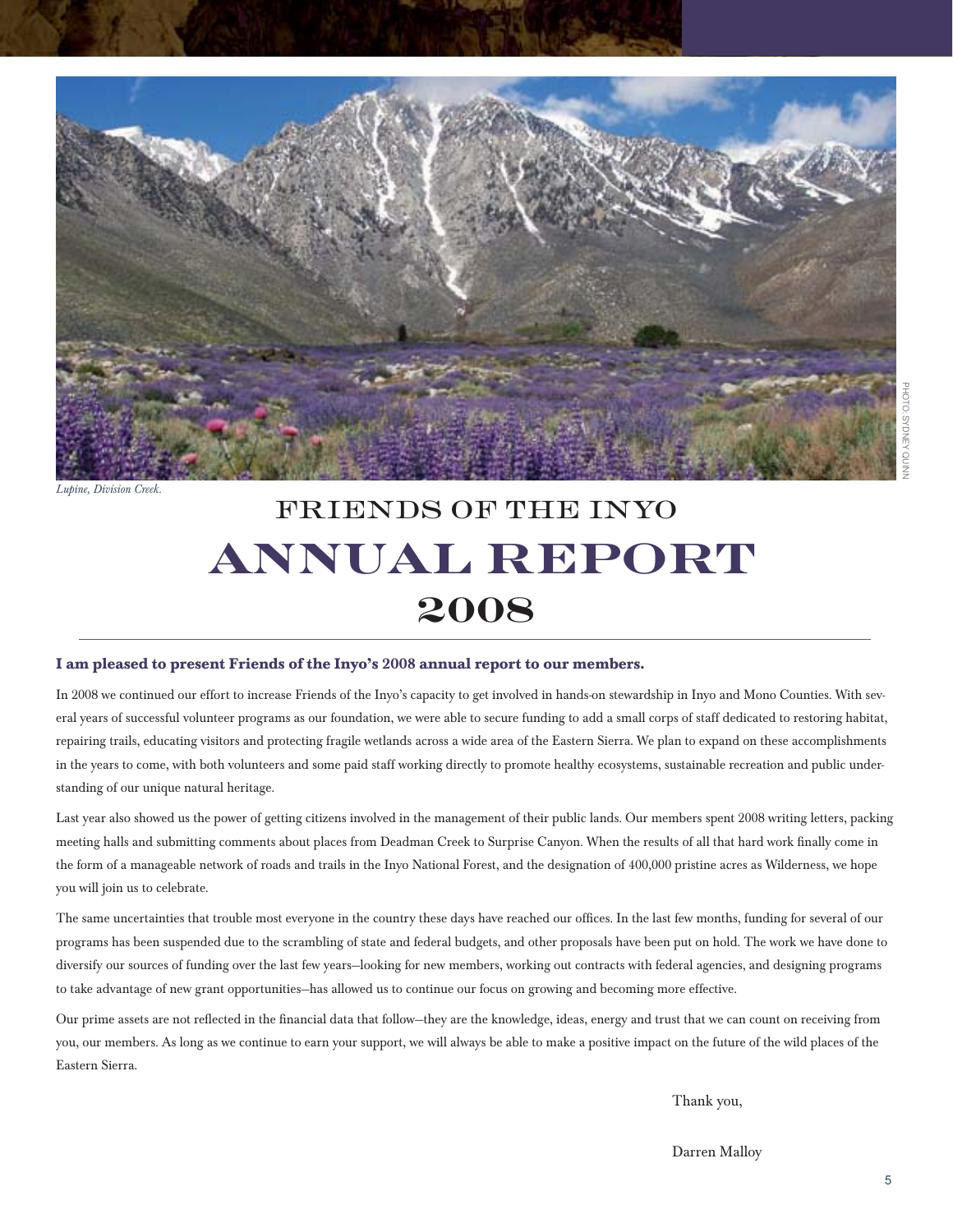*Lupine, Division Creek.*

PHOTO: SYDNEY QUINN

# FRIENDS OF THE INYO
# ANNUAL REPORT
# 2008

**I am pleased to present Friends of the Inyo's 2008 annual report to our members.**

In 2008 we continued our effort to increase Friends of the Inyo's capacity to get involved in hands-on stewardship in Inyo and Mono Counties. With several years of successful volunteer programs as our foundation, we were able to secure funding to add a small corps of staff dedicated to restoring habitat, repairing trails, educating visitors and protecting fragile wetlands across a wide area of the Eastern Sierra. We plan to expand on these accomplishments in the years to come, with both volunteers and some paid staff working directly to promote healthy ecosystems, sustainable recreation and public understanding of our unique natural heritage.

Last year also showed us the power of getting citizens involved in the management of their public lands. Our members spent 2008 writing letters, packing meeting halls and submitting comments about places from Deadman Creek to Surprise Canyon. When the results of all that hard work finally come in the form of a manageable network of roads and trails in the Inyo National Forest, and the designation of 400,000 pristine acres as Wilderness, we hope you will join us to celebrate.

The same uncertainties that trouble most everyone in the country these days have reached our offices. In the last few months, funding for several of our programs has been suspended due to the scrambling of state and federal budgets, and other proposals have been put on hold. The work we have done to diversify our sources of funding over the last few years—looking for new members, working out contracts with federal agencies, and designing programs to take advantage of new grant opportunities—has allowed us to continue our focus on growing and becoming more effective.

Our prime assets are not reflected in the financial data that follow—they are the knowledge, ideas, energy and trust that we can count on receiving from you, our members. As long as we continue to earn your support, we will always be able to make a positive impact on the future of the wild places of the Eastern Sierra.

Thank you,

Darren Malloy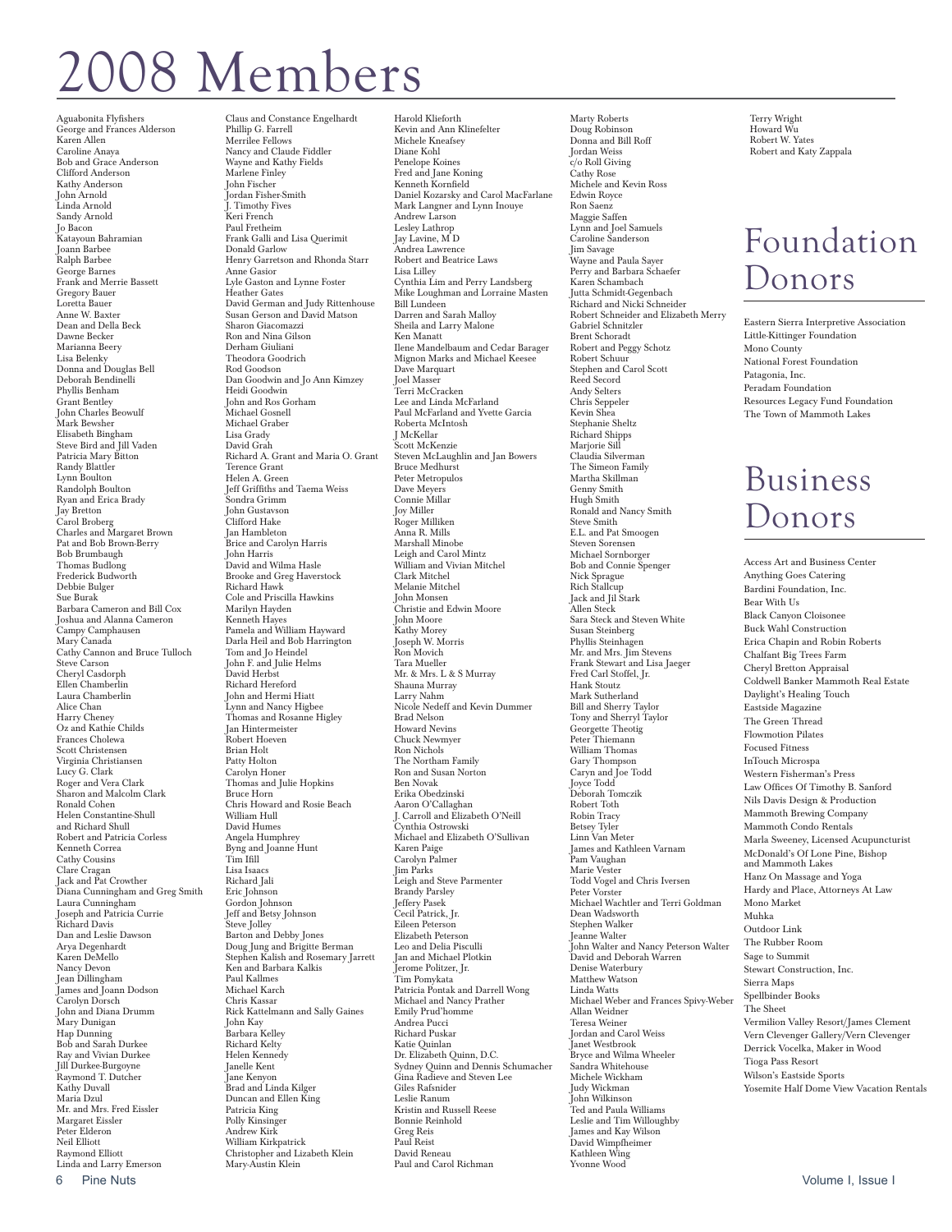# 2008 Members

Aguabonita Flyfishers
George and Frances Alderson
Karen Allen
Caroline Anaya
Bob and Grace Anderson
Clifford Anderson
Kathy Anderson
John Arnold
Linda Arnold
Sandy Arnold
Jo Bacon
Katayoun Bahramian
Joann Barbee
Ralph Barbee
George Barnes
Frank and Merrie Bassett
Gregory Bauer
Loretta Bauer
Anne W. Baxter
Dean and Della Beck
Dawne Becker
Marianna Beery
Lisa Belenky
Donna and Douglas Bell
Deborah Bendinelli
Phyllis Benham
Grant Bentley
John Charles Beowulf
Mark Bewsher
Elisabeth Bingham
Steve Bird and Jill Vaden
Patricia Mary Bitton
Randy Blattler
Lynn Boulton
Randolph Boulton
Ryan and Erica Brady
Jay Bretton
Carol Broberg
Charles and Margaret Brown
Pat and Bob Brown-Berry
Bob Brumbaugh
Thomas Budlong
Frederick Budworth
Debbie Bulger
Sue Burak
Barbara Cameron and Bill Cox
Joshua and Alanna Cameron
Campy Camphausen
Mary Canada
Cathy Cannon and Bruce Tulloch
Steve Carson
Cheryl Casdorph
Ellen Chamberlin
Laura Chamberlin
Alice Chan
Harry Cheney
Oz and Kathie Childs
Frances Cholewa
Scott Christensen
Virginia Christiansen
Lucy G. Clark
Roger and Vera Clark
Sharon and Malcolm Clark
Ronald Cohen
Helen Constantine-Shull and Richard Shull
Robert and Patricia Corless
Kenneth Correa
Cathy Cousins
Clare Cragan
Jack and Pat Crowther
Diana Cunningham and Greg Smith
Laura Cunningham
Joseph and Patricia Currie
Richard Davis
Dan and Leslie Dawson
Arya Degenhardt
Karen DeMello
Nancy Devon
Jean Dillingham
James and Joann Dodson
Carolyn Dorsch
John and Diana Drumm
Mary Dunigan
Hap Dunning
Bob and Sarah Durkee
Ray and Vivian Durkee
Jill Durkee-Burgoyne
Raymond T. Dutcher
Kathy Duvall
Maria Dzul
Mr. and Mrs. Fred Eissler
Margaret Eissler
Peter Elderon
Neil Elliott
Raymond Elliott
Linda and Larry Emerson
Claus and Constance Engelhardt
Phillip G. Farrell
Merrilee Fellows
Nancy and Claude Fiddler
Wayne and Kathy Fields
Marlene Finley
John Fischer
Jordan Fisher-Smith
J. Timothy Fives
Keri French
Paul Fretheim
Frank Galli and Lisa Querimit
Donald Garlow
Henry Garretson and Rhonda Starr
Anne Gasior
Lyle Gaston and Lynne Foster
Heather Gates
David German and Judy Rittenhouse
Susan Gerson and David Matson
Sharon Giacomazzi
Ron and Nina Gilson
Derham Giuliani
Theodora Goodrich
Rod Goodson
Dan Goodwin and Jo Ann Kimzey
Heidi Goodwin
John and Ros Gorham
Michael Gosnell
Michael Graber
Lisa Grady
David Grah
Richard A. Grant and Maria O. Grant
Terence Grant
Helen A. Green
Jeff Griffiths and Taema Weiss
Sondra Grimm
John Gustavson
Clifford Hake
Jan Hambleton
Brice and Carolyn Harris
John Harris
David and Wilma Hasle
Brooke and Greg Haverstock
Richard Hawk
Cole and Priscilla Hawkins
Marilyn Hayden
Kenneth Hayes
Pamela and William Hayward
Darla Heil and Bob Harrington
Tom and Jo Heindel
John F. and Julie Helms
David Herbst
Richard Hereford
John and Hermi Hiatt
Lynn and Nancy Higbee
Thomas and Rosanne Higley
Jan Hintermeister
Robert Hoeven
Brian Holt
Patty Holton
Carolyn Honer
Thomas and Julie Hopkins
Bruce Horn
Chris Howard and Rosie Beach
William Hull
David Humes
Angela Humphrey
Byng and Joanne Hunt
Tim Ifill
Lisa Isaacs
Richard Jali
Eric Johnson
Gordon Johnson
Jeff and Betsy Johnson
Steve Jolley
Barton and Debby Jones
Doug Jung and Brigitte Berman
Stephen Kalish and Rosemary Jarrett
Ken and Barbara Kalkis
Paul Kallmes
Michael Karch
Chris Kassar
Rick Kattelmann and Sally Gaines
John Kay
Barbara Kelley
Richard Kelty
Helen Kennedy
Janelle Kent
Jane Kenyon
Brad and Linda Kilger
Duncan and Ellen King
Patricia King
Polly Kinsinger
Andrew Kirk
William Kirkpatrick
Christopher and Lizabeth Klein
Mary-Austin Klein
Harold Klieforth
Kevin and Ann Klinefelter
Michele Kneafsey
Diane Kohl
Penelope Koines
Fred and Jane Koning
Kenneth Kornfield
Daniel Kozarsky and Carol MacFarlane
Mark Langner and Lynn Inouye
Andrew Larson
Lesley Lathrop
Jay Lavine, M D
Andrea Lawrence
Robert and Beatrice Laws
Lisa Lilley
Cynthia Lim and Perry Landsberg
Mike Loughman and Lorraine Masten
Bill Lundeen
Darren and Sarah Malloy
Sheila and Larry Malone
Ken Manatt
Ilene Mandelbaum and Cedar Barager
Mignon Marks and Michael Keesee
Dave Marquart
Joel Masser
Terri McCracken
Lee and Linda McFarland
Paul McFarland and Yvette Garcia
Roberta McIntosh
J McKellar
Scott McKenzie
Steven McLaughlin and Jan Bowers
Bruce Medhurst
Peter Metropulos
Dave Meyers
Connie Millar
Joy Miller
Roger Milliken
Anna R. Mills
Marshall Minobe
Leigh and Carol Mintz
William and Vivian Mitchel
Clark Mitchel
Melanie Mitchel
John Monsen
Christie and Edwin Moore
John Moore
Kathy Morey
Joseph W. Morris
Ron Movich
Tara Mueller
Mr. & Mrs. L & S Murray
Shauna Murray
Larry Nahm
Nicole Nedeff and Kevin Dummer
Brad Nelson
Howard Nevins
Chuck Newmyer
Ron Nichols
The Northam Family
Ron and Susan Norton
Ben Novak
Erika Obedzinski
Aaron O'Callaghan
J. Carroll and Elizabeth O'Neill
Cynthia Ostrowski
Michael and Elizabeth O'Sullivan
Karen Paige
Carolyn Palmer
Jim Parks
Leigh and Steve Parmenter
Brandy Parsley
Jeffery Pasek
Cecil Patrick, Jr.
Eileen Peterson
Elizabeth Peterson
Leo and Delia Pisculli
Jan and Michael Plotkin
Jerome Politzer, Jr.
Tim Pomykata
Patricia Pontak and Darrell Wong
Michael and Nancy Prather
Emily Prud'homme
Andrea Pucci
Richard Puskar
Katie Quinlan
Dr. Elizabeth Quinn, D.C.
Sydney Quinn and Dennis Schumacher
Gina Radieve and Steven Lee
Giles Rafsnider
Leslie Ranum
Kristin and Russell Reese
Bonnie Reinhold
Greg Reis
Paul Reist
David Reneau
Paul and Carol Richman
Marty Roberts
Doug Robinson
Donna and Bill Roff
Jordan Weiss c/o Roll Giving
Cathy Rose
Michele and Kevin Ross
Edwin Royce
Ron Saenz
Maggie Saffen
Lynn and Joel Samuels
Caroline Sanderson
Jim Savage
Wayne and Paula Sayer
Perry and Barbara Schaefer
Karen Schambach
Jutta Schmidt-Gegenbach
Richard and Nicki Schneider
Robert Schneider and Elizabeth Merry
Gabriel Schnitzler
Brent Schoradt
Robert and Peggy Schotz
Robert Schuur
Stephen and Carol Scott
Reed Secord
Andy Selters
Chris Seppeler
Kevin Shea
Stephanie Sheltz
Richard Shipps
Marjorie Sill
Claudia Silverman
The Simeon Family
Martha Skillman
Genny Smith
Hugh Smith
Ronald and Nancy Smith
Steve Smith
E.L. and Pat Smoogen
Steven Sorensen
Michael Sornborger
Bob and Connie Spenger
Nick Sprague
Rich Stallcup
Jack and Jil Stark
Allen Steck
Sara Steck and Steven White
Susan Steinberg
Phyllis Steinhagen
Mr. and Mrs. Jim Stevens
Frank Stewart and Lisa Jaeger
Fred Carl Stoffel, Jr.
Hank Stoutz
Mark Sutherland
Bill and Sherry Taylor
Tony and Sherryl Taylor
Georgette Theotig
Peter Thiemann
William Thomas
Gary Thompson
Caryn and Joe Todd
Joyce Todd
Deborah Tomczik
Robert Toth
Robin Tracy
Betsey Tyler
Linn Van Meter
James and Kathleen Varnam
Pam Vaughan
Marie Vester
Todd Vogel and Chris Iversen
Peter Vorster
Michael Wachtler and Terri Goldman
Dean Wadsworth
Stephen Walker
Jeanne Walter
John Walter and Nancy Peterson Walter
David and Deborah Warren
Denise Waterbury
Matthew Watson
Linda Watts
Michael Weber and Frances Spivy-Weber
Allan Weidner
Teresa Weiner
Jordan and Carol Weiss
Janet Westbrook
Bryce and Wilma Wheeler
Sandra Whitehouse
Michele Wickham
Judy Wickman
John Wilkinson
Ted and Paula Williams
Leslie and Tim Willoughby
James and Kay Wilson
David Wimpfheimer
Kathleen Wing
Yvonne Wood
Terry Wright
Howard Wu
Robert W. Yates
Robert and Katy Zappala

# Foundation Donors

Eastern Sierra Interpretive Association
Little-Kittinger Foundation
Mono County
National Forest Foundation
Patagonia, Inc.
Peradam Foundation
Resources Legacy Fund Foundation
The Town of Mammoth Lakes

# Business Donors

Access Art and Business Center
Anything Goes Catering
Bardini Foundation, Inc.
Bear With Us
Black Canyon Cloisonee
Buck Wahl Construction
Erica Chapin and Robin Roberts
Chalfant Big Trees Farm
Cheryl Bretton Appraisal
Coldwell Banker Mammoth Real Estate
Daylight's Healing Touch
Eastside Magazine
The Green Thread
Flowmotion Pilates
Focused Fitness
InTouch Microspa
Western Fisherman's Press
Law Offices Of Timothy B. Sanford
Nils Davis Design & Production
Mammoth Brewing Company
Mammoth Condo Rentals
Marla Sweeney, Licensed Acupuncturist
McDonald's Of Lone Pine, Bishop and Mammoth Lakes
Hanz On Massage and Yoga
Hardy and Place, Attorneys At Law
Mono Market
Muhka
Outdoor Link
The Rubber Room
Sage to Summit
Stewart Construction, Inc.
Sierra Maps
Spellbinder Books
The Sheet
Vermilion Valley Resort/James Clement
Vern Clevenger Gallery/Vern Clevenger
Derrick Vocelka, Maker in Wood
Tioga Pass Resort
Wilson's Eastside Sports
Yosemite Half Dome View Vacation Rentals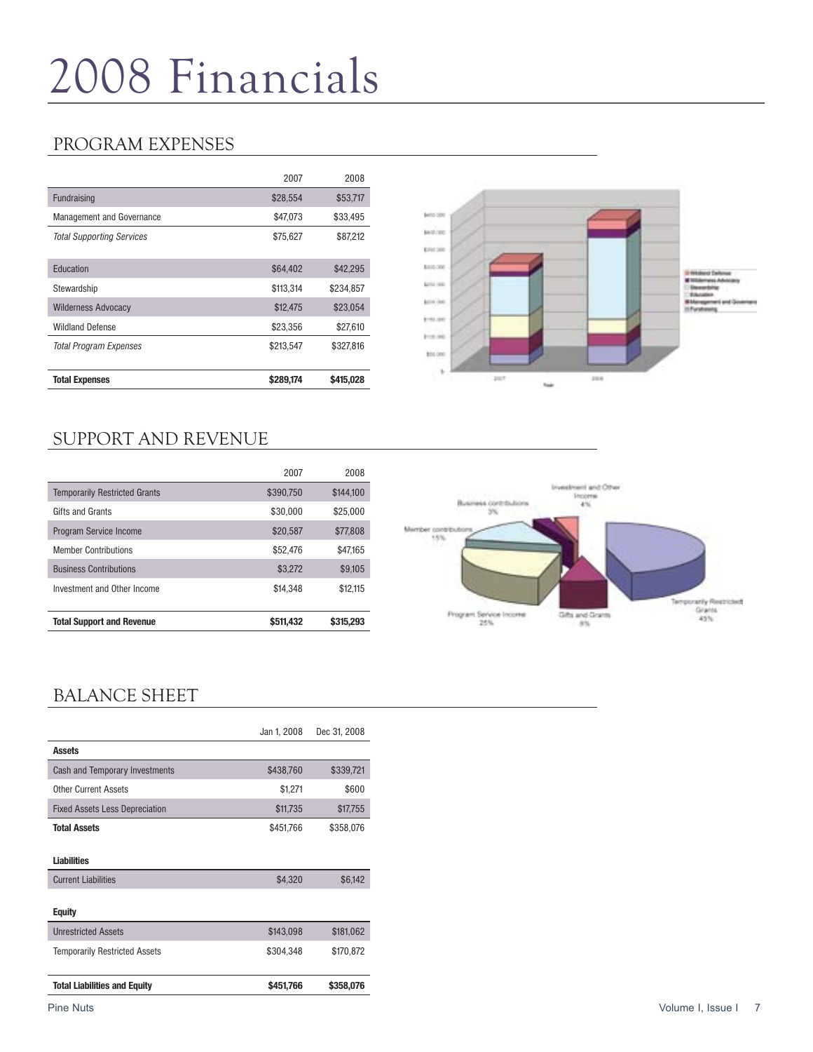# 2008 Financials

## PROGRAM EXPENSES

| | 2007 | 2008 |
|---|---|---|
| Fundraising | $28,554 | $53,717 |
| Management and Governance | $47,073 | $33,495 |
| *Total Supporting Services* | $75,627 | $87,212 |
| | | |
| Education | $64,402 | $42,295 |
| Stewardship | $113,314 | $234,857 |
| Wilderness Advocacy | $12,475 | $23,054 |
| Wildland Defense | $23,356 | $27,610 |
| *Total Program Expenses* | $213,547 | $327,816 |
| | | |
| **Total Expenses** | **$289,174** | **$415,028** |

Wildland Defense
Wilderness Advocacy
Stewardship
Education
Management and Governance
Fundraising

2007
2008
Year

## SUPPORT AND REVENUE

| | 2007 | 2008 |
|---|---|---|
| Temporarily Restricted Grants | $390,750 | $144,100 |
| Gifts and Grants | $30,000 | $25,000 |
| Program Service Income | $20,587 | $77,808 |
| Member Contributions | $52,476 | $47,165 |
| Business Contributions | $3,272 | $9,105 |
| Investment and Other Income | $14,348 | $12,115 |
| | | |
| **Total Support and Revenue** | **$511,432** | **$315,293** |

Investment and Other Income 4%
Business contributions 3%
Member contributions 15%
Program Service Income 25%
Gifts and Grants 8%
Temporarily Restricted Grants 45%

## BALANCE SHEET

| | Jan 1, 2008 | Dec 31, 2008 |
|---|---|---|
| **Assets** | | |
| Cash and Temporary Investments | $438,760 | $339,721 |
| Other Current Assets | $1,271 | $600 |
| Fixed Assets Less Depreciation | $11,735 | $17,755 |
| **Total Assets** | $451,766 | $358,076 |
| | | |
| **Liabilities** | | |
| Current Liabilities | $4,320 | $6,142 |
| | | |
| **Equity** | | |
| Unrestricted Assets | $143,098 | $181,062 |
| Temporarily Restricted Assets | $304,348 | $170,872 |
| | | |
| **Total Liabilities and Equity** | **$451,766** | **$358,076** |